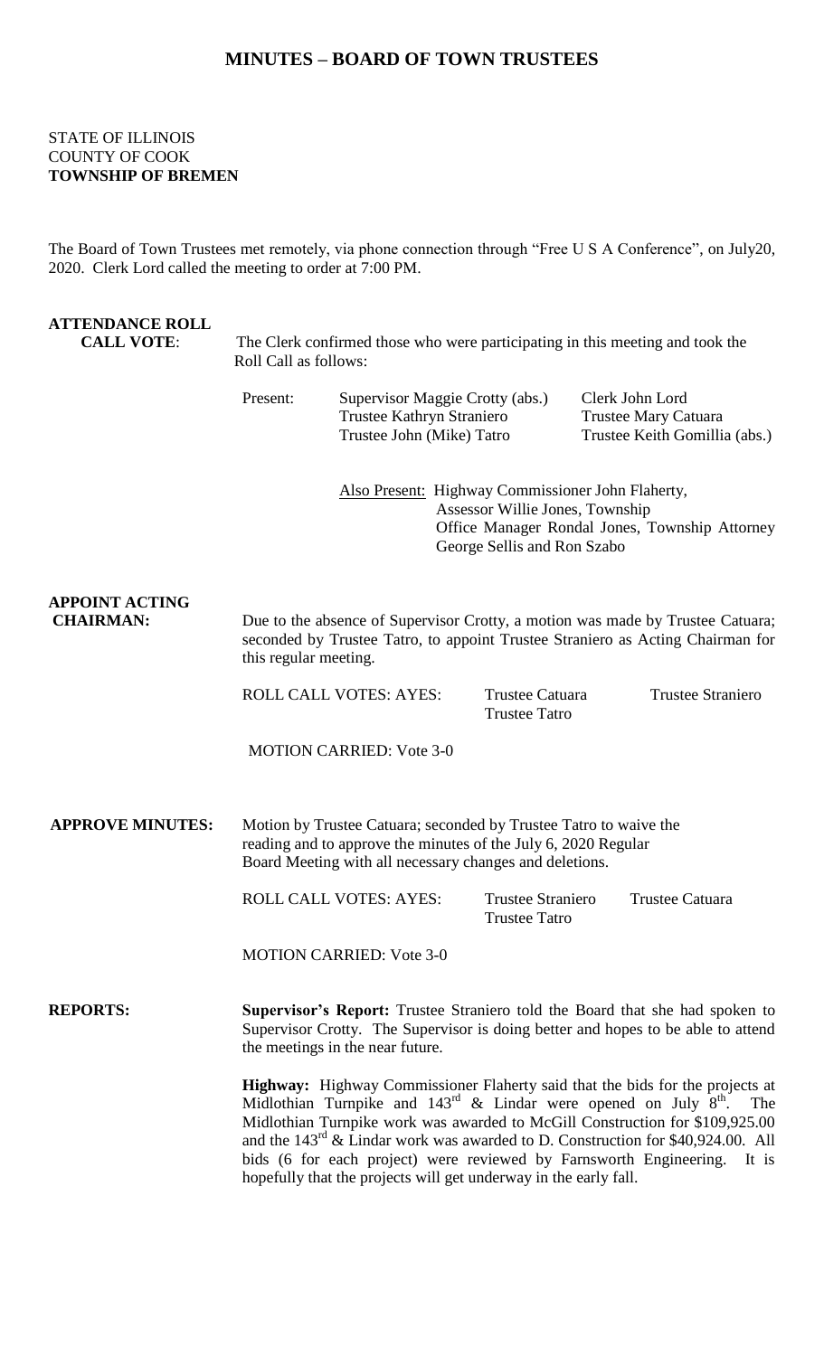# MINUTES – BOARD OF TOWN TRUSTEES

STATE OF ILLINOIS
COUNTY OF COOK
**TOWNSHIP OF BREMEN**

The Board of Town Trustees met remotely, via phone connection through "Free U S A Conference", on July20, 2020. Clerk Lord called the meeting to order at 7:00 PM.

**ATTENDANCE ROLL CALL VOTE**: The Clerk confirmed those who were participating in this meeting and took the Roll Call as follows:

| Present: | Supervisor Maggie Crotty (abs.) | Clerk John Lord |
|---|---|---|
| | Trustee Kathryn Straniero | Trustee Mary Catuara |
| | Trustee John (Mike) Tatro | Trustee Keith Gomillia (abs.) |

Also Present: Highway Commissioner John Flaherty, Assessor Willie Jones, Township Office Manager Rondal Jones, Township Attorney George Sellis and Ron Szabo

**APPOINT ACTING CHAIRMAN:** Due to the absence of Supervisor Crotty, a motion was made by Trustee Catuara; seconded by Trustee Tatro, to appoint Trustee Straniero as Acting Chairman for this regular meeting.

ROLL CALL VOTES: AYES: Trustee Catuara, Trustee Straniero, Trustee Tatro

MOTION CARRIED: Vote 3-0

**APPROVE MINUTES:** Motion by Trustee Catuara; seconded by Trustee Tatro to waive the reading and to approve the minutes of the July 6, 2020 Regular Board Meeting with all necessary changes and deletions.

ROLL CALL VOTES: AYES: Trustee Straniero, Trustee Catuara, Trustee Tatro

MOTION CARRIED: Vote 3-0

**REPORTS:** **Supervisor's Report:** Trustee Straniero told the Board that she had spoken to Supervisor Crotty. The Supervisor is doing better and hopes to be able to attend the meetings in the near future.

**Highway:** Highway Commissioner Flaherty said that the bids for the projects at Midlothian Turnpike and 143rd & Lindar were opened on July 8th. The Midlothian Turnpike work was awarded to McGill Construction for $109,925.00 and the 143rd & Lindar work was awarded to D. Construction for $40,924.00. All bids (6 for each project) were reviewed by Farnsworth Engineering. It is hopefully that the projects will get underway in the early fall.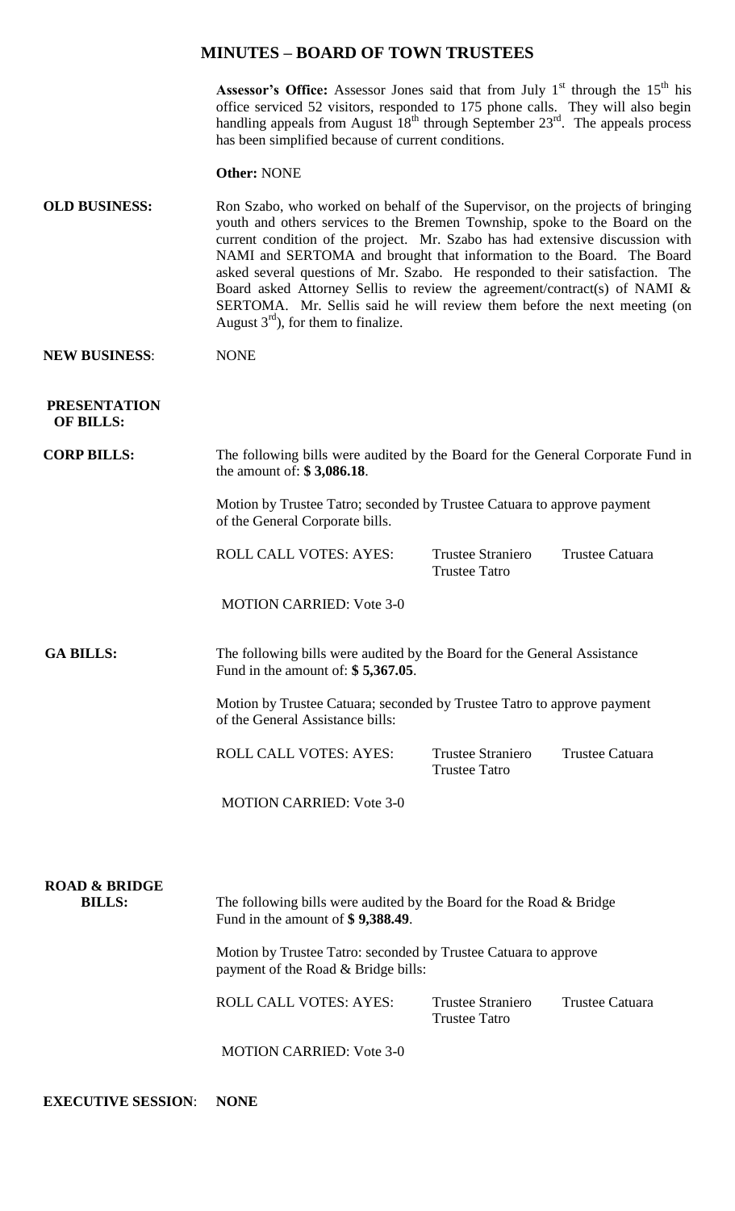# MINUTES – BOARD OF TOWN TRUSTEES

**Assessor's Office:** Assessor Jones said that from July 1st through the 15th his office serviced 52 visitors, responded to 175 phone calls. They will also begin handling appeals from August 18th through September 23rd. The appeals process has been simplified because of current conditions.

**Other:** NONE

**OLD BUSINESS:** Ron Szabo, who worked on behalf of the Supervisor, on the projects of bringing youth and others services to the Bremen Township, spoke to the Board on the current condition of the project. Mr. Szabo has had extensive discussion with NAMI and SERTOMA and brought that information to the Board. The Board asked several questions of Mr. Szabo. He responded to their satisfaction. The Board asked Attorney Sellis to review the agreement/contract(s) of NAMI & SERTOMA. Mr. Sellis said he will review them before the next meeting (on August 3rd), for them to finalize.

**NEW BUSINESS:** NONE

**PRESENTATION OF BILLS:**

**CORP BILLS:** The following bills were audited by the Board for the General Corporate Fund in the amount of: **$ 3,086.18**.

Motion by Trustee Tatro; seconded by Trustee Catuara to approve payment of the General Corporate bills.

ROLL CALL VOTES: AYES: Trustee Straniero, Trustee Catuara, Trustee Tatro

MOTION CARRIED: Vote 3-0

**GA BILLS:** The following bills were audited by the Board for the General Assistance Fund in the amount of: **$ 5,367.05**.

Motion by Trustee Catuara; seconded by Trustee Tatro to approve payment of the General Assistance bills:

ROLL CALL VOTES: AYES: Trustee Straniero, Trustee Catuara, Trustee Tatro

MOTION CARRIED: Vote 3-0

**ROAD & BRIDGE BILLS:** The following bills were audited by the Board for the Road & Bridge Fund in the amount of **$ 9,388.49**.

Motion by Trustee Tatro: seconded by Trustee Catuara to approve payment of the Road & Bridge bills:

ROLL CALL VOTES: AYES: Trustee Straniero, Trustee Catuara, Trustee Tatro

MOTION CARRIED: Vote 3-0

**EXECUTIVE SESSION:** **NONE**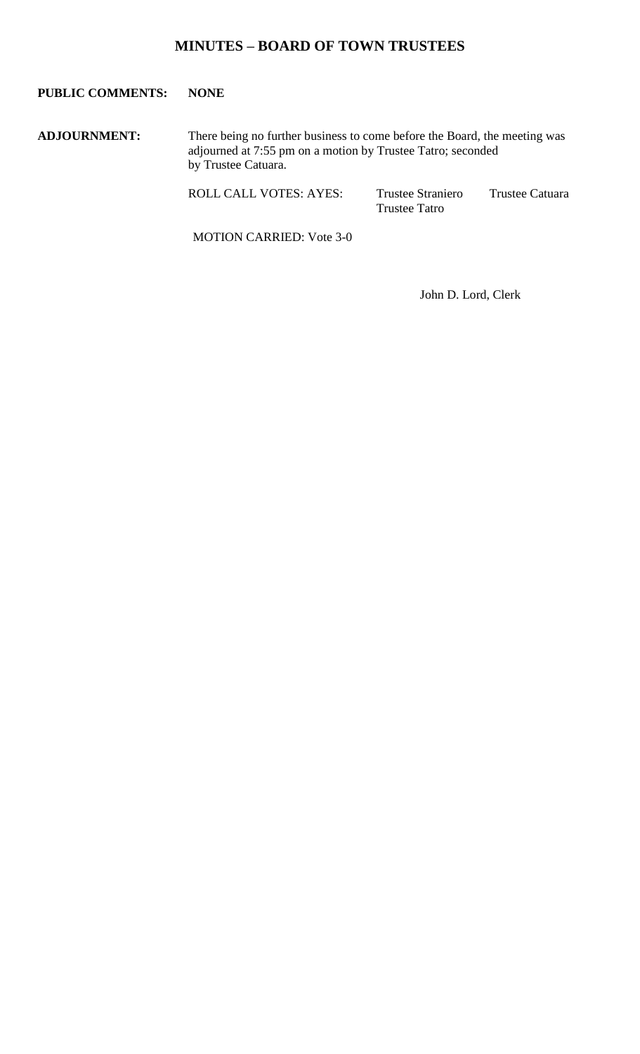## MINUTES – BOARD OF TOWN TRUSTEES

**PUBLIC COMMENTS:** **NONE**

**ADJOURNMENT:** There being no further business to come before the Board, the meeting was adjourned at 7:55 pm on a motion by Trustee Tatro; seconded by Trustee Catuara.

ROLL CALL VOTES: AYES: Trustee Straniero, Trustee Catuara, Trustee Tatro

MOTION CARRIED: Vote 3-0

John D. Lord, Clerk